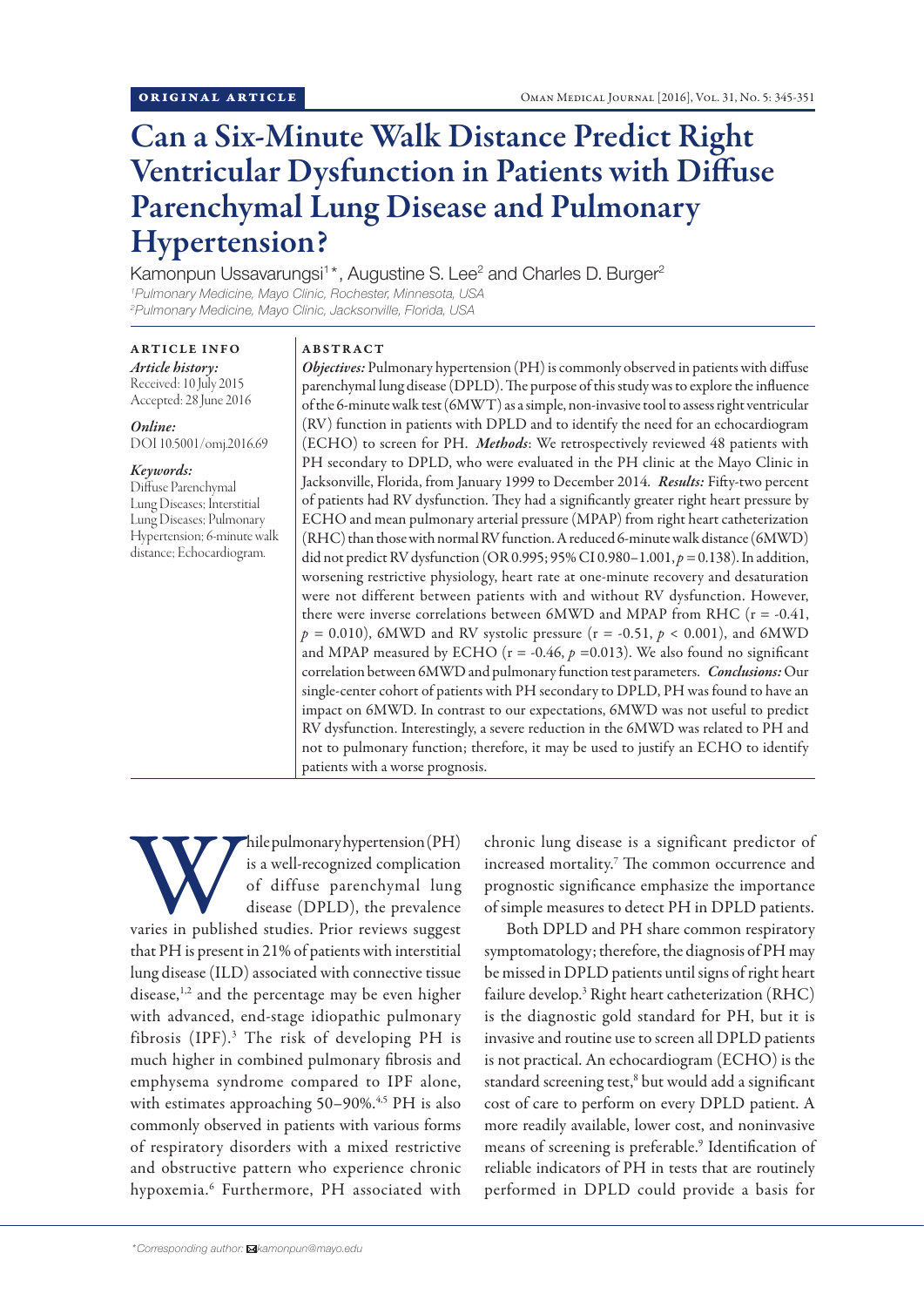ORIGINAL ARTICLE

# Can a Six-Minute Walk Distance Predict Right Ventricular Dysfunction in Patients with Diffuse Parenchymal Lung Disease and Pulmonary Hypertension?

Kamonpun Ussavarungsi[1]*, Augustine S. Lee[2] and Charles D. Burger[2]

[1]*Pulmonary Medicine, Mayo Clinic, Rochester, Minnesota, USA*
[2]*Pulmonary Medicine, Mayo Clinic, Jacksonville, Florida, USA*

## ARTICLE INFO

*Article history:*
Received: 10 July 2015
Accepted: 28 June 2016

*Online:*
DOI 10.5001/omj.2016.69

*Keywords:*
Diffuse Parenchymal Lung Diseases; Interstitial Lung Diseases; Pulmonary Hypertension; 6-minute walk distance; Echocardiogram.

## ABSTRACT

***Objectives:*** Pulmonary hypertension (PH) is commonly observed in patients with diffuse parenchymal lung disease (DPLD). The purpose of this study was to explore the influence of the 6-minute walk test (6MWT) as a simple, non-invasive tool to assess right ventricular (RV) function in patients with DPLD and to identify the need for an echocardiogram (ECHO) to screen for PH. ***Methods***: We retrospectively reviewed 48 patients with PH secondary to DPLD, who were evaluated in the PH clinic at the Mayo Clinic in Jacksonville, Florida, from January 1999 to December 2014. ***Results:*** Fifty-two percent of patients had RV dysfunction. They had a significantly greater right heart pressure by ECHO and mean pulmonary arterial pressure (MPAP) from right heart catheterization (RHC) than those with normal RV function. A reduced 6-minute walk distance (6MWD) did not predict RV dysfunction (OR 0.995; 95% CI 0.980–1.001, $p = 0.138$). In addition, worsening restrictive physiology, heart rate at one-minute recovery and desaturation were not different between patients with and without RV dysfunction. However, there were inverse correlations between 6MWD and MPAP from RHC ($r = -0.41$, $p = 0.010$), 6MWD and RV systolic pressure ($r = -0.51$, $p < 0.001$), and 6MWD and MPAP measured by ECHO ($r = -0.46$, $p = 0.013$). We also found no significant correlation between 6MWD and pulmonary function test parameters. ***Conclusions:*** Our single-center cohort of patients with PH secondary to DPLD, PH was found to have an impact on 6MWD. In contrast to our expectations, 6MWD was not useful to predict RV dysfunction. Interestingly, a severe reduction in the 6MWD was related to PH and not to pulmonary function; therefore, it may be used to justify an ECHO to identify patients with a worse prognosis.

While pulmonary hypertension (PH) is a well-recognized complication of diffuse parenchymal lung disease (DPLD), the prevalence varies in published studies. Prior reviews suggest that PH is present in 21% of patients with interstitial lung disease (ILD) associated with connective tissue disease,[1,2] and the percentage may be even higher with advanced, end-stage idiopathic pulmonary fibrosis (IPF).[3] The risk of developing PH is much higher in combined pulmonary fibrosis and emphysema syndrome compared to IPF alone, with estimates approaching 50–90%.[4,5] PH is also commonly observed in patients with various forms of respiratory disorders with a mixed restrictive and obstructive pattern who experience chronic hypoxemia.[6] Furthermore, PH associated with chronic lung disease is a significant predictor of increased mortality.[7] The common occurrence and prognostic significance emphasize the importance of simple measures to detect PH in DPLD patients.

Both DPLD and PH share common respiratory symptomatology; therefore, the diagnosis of PH may be missed in DPLD patients until signs of right heart failure develop.[3] Right heart catheterization (RHC) is the diagnostic gold standard for PH, but it is invasive and routine use to screen all DPLD patients is not practical. An echocardiogram (ECHO) is the standard screening test,[8] but would add a significant cost of care to perform on every DPLD patient. A more readily available, lower cost, and noninvasive means of screening is preferable.[9] Identification of reliable indicators of PH in tests that are routinely performed in DPLD could provide a basis for

*Corresponding author: kamonpun@mayo.edu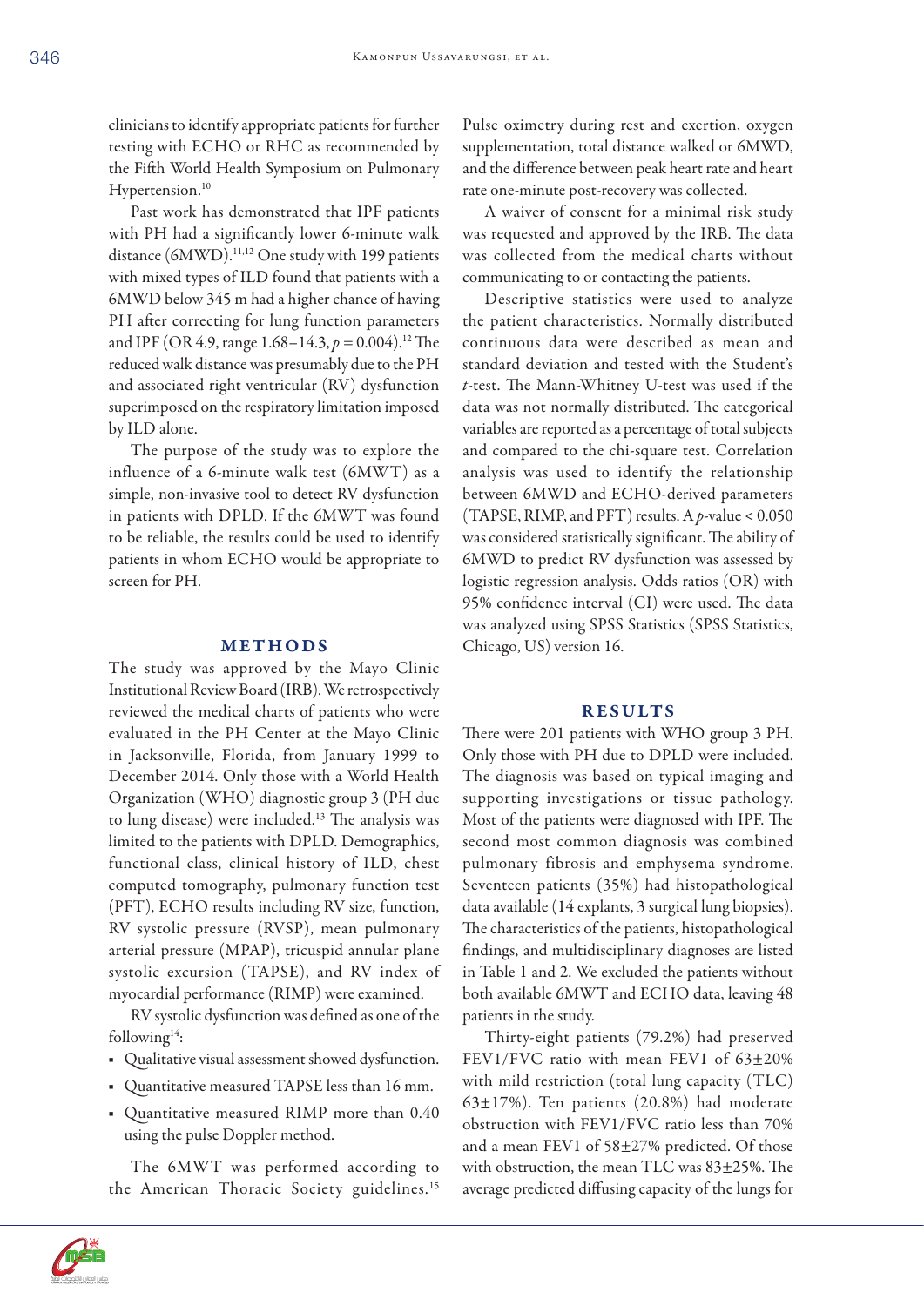clinicians to identify appropriate patients for further testing with ECHO or RHC as recommended by the Fifth World Health Symposium on Pulmonary Hypertension.[10]

Past work has demonstrated that IPF patients with PH had a significantly lower 6-minute walk distance (6MWD).[11,12] One study with 199 patients with mixed types of ILD found that patients with a 6MWD below 345 m had a higher chance of having PH after correcting for lung function parameters and IPF (OR 4.9, range 1.68–14.3, $p = 0.004$).[12] The reduced walk distance was presumably due to the PH and associated right ventricular (RV) dysfunction superimposed on the respiratory limitation imposed by ILD alone.

The purpose of the study was to explore the influence of a 6-minute walk test (6MWT) as a simple, non-invasive tool to detect RV dysfunction in patients with DPLD. If the 6MWT was found to be reliable, the results could be used to identify patients in whom ECHO would be appropriate to screen for PH.

## METHODS

The study was approved by the Mayo Clinic Institutional Review Board (IRB). We retrospectively reviewed the medical charts of patients who were evaluated in the PH Center at the Mayo Clinic in Jacksonville, Florida, from January 1999 to December 2014. Only those with a World Health Organization (WHO) diagnostic group 3 (PH due to lung disease) were included.[13] The analysis was limited to the patients with DPLD. Demographics, functional class, clinical history of ILD, chest computed tomography, pulmonary function test (PFT), ECHO results including RV size, function, RV systolic pressure (RVSP), mean pulmonary arterial pressure (MPAP), tricuspid annular plane systolic excursion (TAPSE), and RV index of myocardial performance (RIMP) were examined.

RV systolic dysfunction was defined as one of the following[14]:

- Qualitative visual assessment showed dysfunction.
- Quantitative measured TAPSE less than 16 mm.
- Quantitative measured RIMP more than 0.40 using the pulse Doppler method.

The 6MWT was performed according to the American Thoracic Society guidelines.[15] Pulse oximetry during rest and exertion, oxygen supplementation, total distance walked or 6MWD, and the difference between peak heart rate and heart rate one-minute post-recovery was collected.

A waiver of consent for a minimal risk study was requested and approved by the IRB. The data was collected from the medical charts without communicating to or contacting the patients.

Descriptive statistics were used to analyze the patient characteristics. Normally distributed continuous data were described as mean and standard deviation and tested with the Student's *t*-test. The Mann-Whitney U-test was used if the data was not normally distributed. The categorical variables are reported as a percentage of total subjects and compared to the chi-square test. Correlation analysis was used to identify the relationship between 6MWD and ECHO-derived parameters (TAPSE, RIMP, and PFT) results. A $p$-value $< 0.050$ was considered statistically significant. The ability of 6MWD to predict RV dysfunction was assessed by logistic regression analysis. Odds ratios (OR) with 95% confidence interval (CI) were used. The data was analyzed using SPSS Statistics (SPSS Statistics, Chicago, US) version 16.

## RESULTS

There were 201 patients with WHO group 3 PH. Only those with PH due to DPLD were included. The diagnosis was based on typical imaging and supporting investigations or tissue pathology. Most of the patients were diagnosed with IPF. The second most common diagnosis was combined pulmonary fibrosis and emphysema syndrome. Seventeen patients (35%) had histopathological data available (14 explants, 3 surgical lung biopsies). The characteristics of the patients, histopathological findings, and multidisciplinary diagnoses are listed in Table 1 and 2. We excluded the patients without both available 6MWT and ECHO data, leaving 48 patients in the study.

Thirty-eight patients (79.2%) had preserved FEV1/FVC ratio with mean FEV1 of 63±20% with mild restriction (total lung capacity (TLC) 63±17%). Ten patients (20.8%) had moderate obstruction with FEV1/FVC ratio less than 70% and a mean FEV1 of 58±27% predicted. Of those with obstruction, the mean TLC was 83±25%. The average predicted diffusing capacity of the lungs for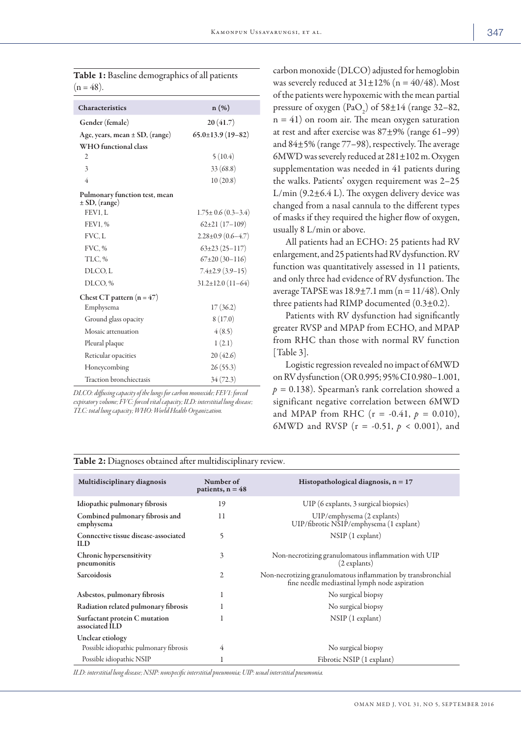**Table 1:** Baseline demographics of all patients (n = 48).

| Characteristics | n (%) |
|---|---|
| Gender (female) | 20 (41.7) |
| Age, years, mean ± SD, (range) | 65.0±13.9 (19–82) |
| WHO functional class | |
| 2 | 5 (10.4) |
| 3 | 33 (68.8) |
| 4 | 10 (20.8) |
| Pulmonary function test, mean ± SD, (range) | |
| FEV1, L | 1.75± 0.6 (0.3–3.4) |
| FEV1, % | 62±21 (17–109) |
| FVC, L | 2.28±0.9 (0.6–4.7) |
| FVC, % | 63±23 (25–117) |
| TLC, % | 67±20 (30–116) |
| DLCO, L | 7.4±2.9 (3.9–15) |
| DLCO, % | 31.2±12.0 (11–64) |
| Chest CT pattern (n = 47) | |
| Emphysema | 17 (36.2) |
| Ground glass opacity | 8 (17.0) |
| Mosaic attenuation | 4 (8.5) |
| Pleural plaque | 1 (2.1) |
| Reticular opacities | 20 (42.6) |
| Honeycombing | 26 (55.3) |
| Traction bronchiectasis | 34 (72.3) |

*DLCO: diffusing capacity of the lungs for carbon monoxide; FEV1: forced expiratory volume; FVC: forced vital capacity; ILD: interstitial lung disease; TLC: total lung capacity; WHO: World Health Organization.*

carbon monoxide (DLCO) adjusted for hemoglobin was severely reduced at 31±12% (n = 40/48). Most of the patients were hypoxemic with the mean partial pressure of oxygen ($PaO_2$) of 58±14 (range 32–82, n = 41) on room air. The mean oxygen saturation at rest and after exercise was 87±9% (range 61–99) and 84±5% (range 77–98), respectively. The average 6MWD was severely reduced at 281±102 m. Oxygen supplementation was needed in 41 patients during the walks. Patients' oxygen requirement was 2–25 L/min (9.2±6.4 L). The oxygen delivery device was changed from a nasal cannula to the different types of masks if they required the higher flow of oxygen, usually 8 L/min or above.

All patients had an ECHO: 25 patients had RV enlargement, and 25 patients had RV dysfunction. RV function was quantitatively assessed in 11 patients, and only three had evidence of RV dysfunction. The average TAPSE was 18.9±7.1 mm (n = 11/48). Only three patients had RIMP documented (0.3±0.2).

Patients with RV dysfunction had significantly greater RVSP and MPAP from ECHO, and MPAP from RHC than those with normal RV function [Table 3].

Logistic regression revealed no impact of 6MWD on RV dysfunction (OR 0.995; 95% CI 0.980–1.001, $p = 0.138$). Spearman's rank correlation showed a significant negative correlation between 6MWD and MPAP from RHC ($r = -0.41$, $p = 0.010$), 6MWD and RVSP ($r = -0.51$, $p < 0.001$), and

**Table 2:** Diagnoses obtained after multidisciplinary review.

| Multidisciplinary diagnosis | Number of patients, n = 48 | Histopathological diagnosis, n = 17 |
|---|---|---|
| Idiopathic pulmonary fibrosis | 19 | UIP (6 explants, 3 surgical biopsies) |
| Combined pulmonary fibrosis and emphysema | 11 | UIP/emphysema (2 explants)<br>UIP/fibrotic NSIP/emphysema (1 explant) |
| Connective tissue disease-associated ILD | 5 | NSIP (1 explant) |
| Chronic hypersensitivity pneumonitis | 3 | Non-necrotizing granulomatous inflammation with UIP (2 explants) |
| Sarcoidosis | 2 | Non-necrotizing granulomatous inflammation by transbronchial fine needle mediastinal lymph node aspiration |
| Asbestos, pulmonary fibrosis | 1 | No surgical biopsy |
| Radiation related pulmonary fibrosis | 1 | No surgical biopsy |
| Surfactant protein C mutation associated ILD | 1 | NSIP (1 explant) |
| Unclear etiology | | |
| Possible idiopathic pulmonary fibrosis | 4 | No surgical biopsy |
| Possible idiopathic NSIP | 1 | Fibrotic NSIP (1 explant) |

*ILD: interstitial lung disease; NSIP: nonspecific interstitial pneumonia; UIP: usual interstitial pneumonia.*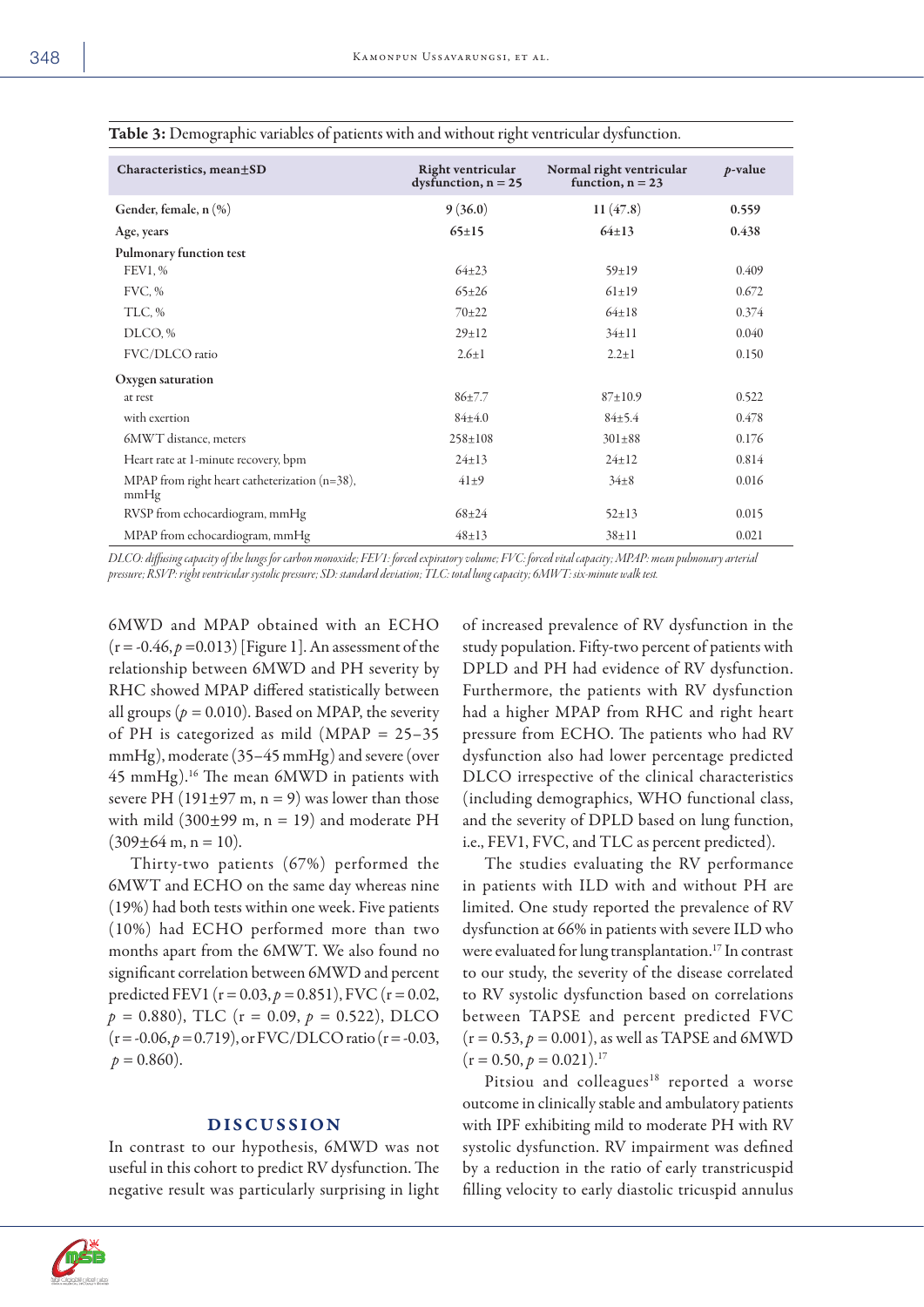**Table 3:** Demographic variables of patients with and without right ventricular dysfunction.

| Characteristics, mean±SD | Right ventricular dysfunction, n = 25 | Normal right ventricular function, n = 23 | $p$-value |
|---|---|---|---|
| **Gender, female, n (%)** | **9 (36.0)** | **11 (47.8)** | **0.559** |
| **Age, years** | **65±15** | **64±13** | **0.438** |
| **Pulmonary function test** | | | |
| FEV1, % | 64±23 | 59±19 | 0.409 |
| FVC, % | 65±26 | 61±19 | 0.672 |
| TLC, % | 70±22 | 64±18 | 0.374 |
| DLCO, % | 29±12 | 34±11 | 0.040 |
| FVC/DLCO ratio | 2.6±1 | 2.2±1 | 0.150 |
| **Oxygen saturation** | | | |
| at rest | 86±7.7 | 87±10.9 | 0.522 |
| with exertion | 84±4.0 | 84±5.4 | 0.478 |
| 6MWT distance, meters | 258±108 | 301±88 | 0.176 |
| Heart rate at 1-minute recovery, bpm | 24±13 | 24±12 | 0.814 |
| MPAP from right heart catheterization (n=38), mmHg | 41±9 | 34±8 | 0.016 |
| RVSP from echocardiogram, mmHg | 68±24 | 52±13 | 0.015 |
| MPAP from echocardiogram, mmHg | 48±13 | 38±11 | 0.021 |

*DLCO: diffusing capacity of the lungs for carbon monoxide; FEV1: forced expiratory volume; FVC: forced vital capacity; MPAP: mean pulmonary arterial pressure; RSVP: right ventricular systolic pressure; SD: standard deviation; TLC: total lung capacity; 6MWT: six-minute walk test.*

6MWD and MPAP obtained with an ECHO ($r = -0.46, p = 0.013$) [Figure 1]. An assessment of the relationship between 6MWD and PH severity by RHC showed MPAP differed statistically between all groups ($p = 0.010$). Based on MPAP, the severity of PH is categorized as mild (MPAP = 25–35 mmHg), moderate (35–45 mmHg) and severe (over 45 mmHg).[16] The mean 6MWD in patients with severe PH (191±97 m, n = 9) was lower than those with mild (300±99 m, n = 19) and moderate PH (309±64 m, n = 10).

Thirty-two patients (67%) performed the 6MWT and ECHO on the same day whereas nine (19%) had both tests within one week. Five patients (10%) had ECHO performed more than two months apart from the 6MWT. We also found no significant correlation between 6MWD and percent predicted FEV1 ($r = 0.03, p = 0.851$), FVC ($r = 0.02, p = 0.880$), TLC ($r = 0.09, p = 0.522$), DLCO ($r = -0.06, p = 0.719$), or FVC/DLCO ratio ($r = -0.03, p = 0.860$).

## DISCUSSION

In contrast to our hypothesis, 6MWD was not useful in this cohort to predict RV dysfunction. The negative result was particularly surprising in light of increased prevalence of RV dysfunction in the study population. Fifty-two percent of patients with DPLD and PH had evidence of RV dysfunction. Furthermore, the patients with RV dysfunction had a higher MPAP from RHC and right heart pressure from ECHO. The patients who had RV dysfunction also had lower percentage predicted DLCO irrespective of the clinical characteristics (including demographics, WHO functional class, and the severity of DPLD based on lung function, i.e., FEV1, FVC, and TLC as percent predicted).

The studies evaluating the RV performance in patients with ILD with and without PH are limited. One study reported the prevalence of RV dysfunction at 66% in patients with severe ILD who were evaluated for lung transplantation.[17] In contrast to our study, the severity of the disease correlated to RV systolic dysfunction based on correlations between TAPSE and percent predicted FVC ($r = 0.53, p = 0.001$), as well as TAPSE and 6MWD ($r = 0.50, p = 0.021$).[17]

Pitsiou and colleagues[18] reported a worse outcome in clinically stable and ambulatory patients with IPF exhibiting mild to moderate PH with RV systolic dysfunction. RV impairment was defined by a reduction in the ratio of early transtricuspid filling velocity to early diastolic tricuspid annulus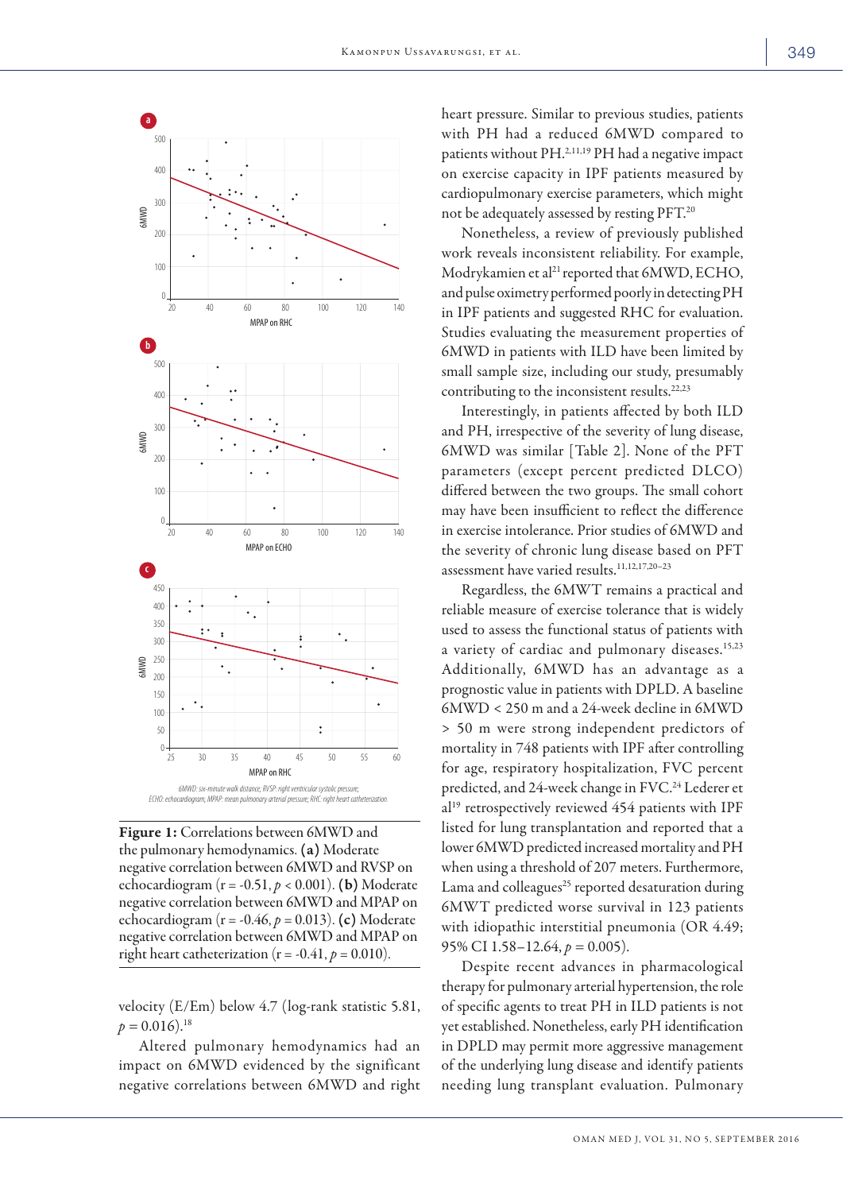*6MWD: six-minute walk distance; RVSP: right ventricular systolic pressure; ECHO: echocardiogram; MPAP: mean pulmonary arterial pressure; RHC: right heart catheterization.*

**Figure 1:** Correlations between 6MWD and the pulmonary hemodynamics. **(a)** Moderate negative correlation between 6MWD and RVSP on echocardiogram ($r = -0.51$, $p < 0.001$). **(b)** Moderate negative correlation between 6MWD and MPAP on echocardiogram ($r = -0.46$, $p = 0.013$). **(c)** Moderate negative correlation between 6MWD and MPAP on right heart catheterization ($r = -0.41$, $p = 0.010$).

velocity (E/Em) below 4.7 (log-rank statistic 5.81, $p = 0.016$).[18]

Altered pulmonary hemodynamics had an impact on 6MWD evidenced by the significant negative correlations between 6MWD and right heart pressure. Similar to previous studies, patients with PH had a reduced 6MWD compared to patients without PH.[2,11,19] PH had a negative impact on exercise capacity in IPF patients measured by cardiopulmonary exercise parameters, which might not be adequately assessed by resting PFT.[20]

Nonetheless, a review of previously published work reveals inconsistent reliability. For example, Modrykamien et al[21] reported that 6MWD, ECHO, and pulse oximetry performed poorly in detecting PH in IPF patients and suggested RHC for evaluation. Studies evaluating the measurement properties of 6MWD in patients with ILD have been limited by small sample size, including our study, presumably contributing to the inconsistent results.[22,23]

Interestingly, in patients affected by both ILD and PH, irrespective of the severity of lung disease, 6MWD was similar [Table 2]. None of the PFT parameters (except percent predicted DLCO) differed between the two groups. The small cohort may have been insufficient to reflect the difference in exercise intolerance. Prior studies of 6MWD and the severity of chronic lung disease based on PFT assessment have varied results.[11,12,17,20–23]

Regardless, the 6MWT remains a practical and reliable measure of exercise tolerance that is widely used to assess the functional status of patients with a variety of cardiac and pulmonary diseases.[15,23] Additionally, 6MWD has an advantage as a prognostic value in patients with DPLD. A baseline 6MWD < 250 m and a 24-week decline in 6MWD > 50 m were strong independent predictors of mortality in 748 patients with IPF after controlling for age, respiratory hospitalization, FVC percent predicted, and 24-week change in FVC.[24] Lederer et al[19] retrospectively reviewed 454 patients with IPF listed for lung transplantation and reported that a lower 6MWD predicted increased mortality and PH when using a threshold of 207 meters. Furthermore, Lama and colleagues[25] reported desaturation during 6MWT predicted worse survival in 123 patients with idiopathic interstitial pneumonia (OR 4.49; 95% CI 1.58–12.64, $p = 0.005$).

Despite recent advances in pharmacological therapy for pulmonary arterial hypertension, the role of specific agents to treat PH in ILD patients is not yet established. Nonetheless, early PH identification in DPLD may permit more aggressive management of the underlying lung disease and identify patients needing lung transplant evaluation. Pulmonary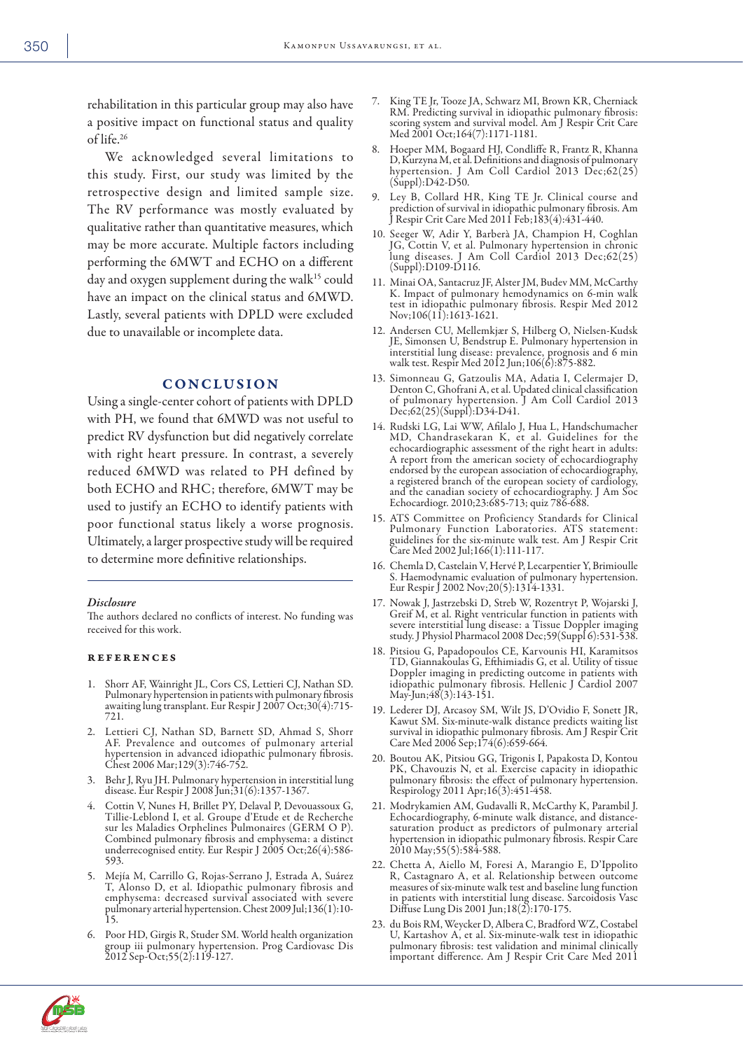rehabilitation in this particular group may also have a positive impact on functional status and quality of life.[26]

We acknowledged several limitations to this study. First, our study was limited by the retrospective design and limited sample size. The RV performance was mostly evaluated by qualitative rather than quantitative measures, which may be more accurate. Multiple factors including performing the 6MWT and ECHO on a different day and oxygen supplement during the walk[15] could have an impact on the clinical status and 6MWD. Lastly, several patients with DPLD were excluded due to unavailable or incomplete data.

## CONCLUSION

Using a single-center cohort of patients with DPLD with PH, we found that 6MWD was not useful to predict RV dysfunction but did negatively correlate with right heart pressure. In contrast, a severely reduced 6MWD was related to PH defined by both ECHO and RHC; therefore, 6MWT may be used to justify an ECHO to identify patients with poor functional status likely a worse prognosis. Ultimately, a larger prospective study will be required to determine more definitive relationships.

### *Disclosure*

The authors declared no conflicts of interest. No funding was received for this work.

### REFERENCES

1. Shorr AF, Wainright JL, Cors CS, Lettieri CJ, Nathan SD. Pulmonary hypertension in patients with pulmonary fibrosis awaiting lung transplant. Eur Respir J 2007 Oct;30(4):715-721.
2. Lettieri CJ, Nathan SD, Barnett SD, Ahmad S, Shorr AF. Prevalence and outcomes of pulmonary arterial hypertension in advanced idiopathic pulmonary fibrosis. Chest 2006 Mar;129(3):746-752.
3. Behr J, Ryu JH. Pulmonary hypertension in interstitial lung disease. Eur Respir J 2008 Jun;31(6):1357-1367.
4. Cottin V, Nunes H, Brillet PY, Delaval P, Devouassoux G, Tillie-Leblond I, et al. Groupe d'Etude et de Recherche sur les Maladies Orphelines Pulmonaires (GERM O P). Combined pulmonary fibrosis and emphysema: a distinct underrecognised entity. Eur Respir J 2005 Oct;26(4):586-593.
5. Mejía M, Carrillo G, Rojas-Serrano J, Estrada A, Suárez T, Alonso D, et al. Idiopathic pulmonary fibrosis and emphysema: decreased survival associated with severe pulmonary arterial hypertension. Chest 2009 Jul;136(1):10-15.
6. Poor HD, Girgis R, Studer SM. World health organization group iii pulmonary hypertension. Prog Cardiovasc Dis 2012 Sep-Oct;55(2):119-127.
7. King TE Jr, Tooze JA, Schwarz MI, Brown KR, Cherniack RM. Predicting survival in idiopathic pulmonary fibrosis: scoring system and survival model. Am J Respir Crit Care Med 2001 Oct;164(7):1171-1181.
8. Hoeper MM, Bogaard HJ, Condliffe R, Frantz R, Khanna D, Kurzyna M, et al. Definitions and diagnosis of pulmonary hypertension. J Am Coll Cardiol 2013 Dec;62(25)(Suppl):D42-D50.
9. Ley B, Collard HR, King TE Jr. Clinical course and prediction of survival in idiopathic pulmonary fibrosis. Am J Respir Crit Care Med 2011 Feb;183(4):431-440.
10. Seeger W, Adir Y, Barberà JA, Champion H, Coghlan JG, Cottin V, et al. Pulmonary hypertension in chronic lung diseases. J Am Coll Cardiol 2013 Dec;62(25)(Suppl):D109-D116.
11. Minai OA, Santacruz JF, Alster JM, Budev MM, McCarthy K. Impact of pulmonary hemodynamics on 6-min walk test in idiopathic pulmonary fibrosis. Respir Med 2012 Nov;106(11):1613-1621.
12. Andersen CU, Mellemkjær S, Hilberg O, Nielsen-Kudsk JE, Simonsen U, Bendstrup E. Pulmonary hypertension in interstitial lung disease: prevalence, prognosis and 6 min walk test. Respir Med 2012 Jun;106(6):875-882.
13. Simonneau G, Gatzoulis MA, Adatia I, Celermajer D, Denton C, Ghofrani A, et al. Updated clinical classification of pulmonary hypertension. J Am Coll Cardiol 2013 Dec;62(25)(Suppl):D34-D41.
14. Rudski LG, Lai WW, Afilalo J, Hua L, Handschumacher MD, Chandrasekaran K, et al. Guidelines for the echocardiographic assessment of the right heart in adults: A report from the american society of echocardiography endorsed by the european association of echocardiography, a registered branch of the european society of cardiology, and the canadian society of echocardiography. J Am Soc Echocardiogr. 2010;23:685-713; quiz 786-688.
15. ATS Committee on Proficiency Standards for Clinical Pulmonary Function Laboratories. ATS statement: guidelines for the six-minute walk test. Am J Respir Crit Care Med 2002 Jul;166(1):111-117.
16. Chemla D, Castelain V, Hervé P, Lecarpentier Y, Brimioulle S. Haemodynamic evaluation of pulmonary hypertension. Eur Respir J 2002 Nov;20(5):1314-1331.
17. Nowak J, Jastrzebski D, Streb W, Rozentryt P, Wojarski J, Greif M, et al. Right ventricular function in patients with severe interstitial lung disease: a Tissue Doppler imaging study. J Physiol Pharmacol 2008 Dec;59(Suppl 6):531-538.
18. Pitsiou G, Papadopoulos CE, Karvounis HI, Karamitsos TD, Giannakoulas G, Efthimiadis G, et al. Utility of tissue Doppler imaging in predicting outcome in patients with idiopathic pulmonary fibrosis. Hellenic J Cardiol 2007 May-Jun;48(3):143-151.
19. Lederer DJ, Arcasoy SM, Wilt JS, D'Ovidio F, Sonett JR, Kawut SM. Six-minute-walk distance predicts waiting list survival in idiopathic pulmonary fibrosis. Am J Respir Crit Care Med 2006 Sep;174(6):659-664.
20. Boutou AK, Pitsiou GG, Trigonis I, Papakosta D, Kontou PK, Chavouzis N, et al. Exercise capacity in idiopathic pulmonary fibrosis: the effect of pulmonary hypertension. Respirology 2011 Apr;16(3):451-458.
21. Modrykamien AM, Gudavalli R, McCarthy K, Parambil J. Echocardiography, 6-minute walk distance, and distance-saturation product as predictors of pulmonary arterial hypertension in idiopathic pulmonary fibrosis. Respir Care 2010 May;55(5):584-588.
22. Chetta A, Aiello M, Foresi A, Marangio E, D'Ippolito R, Castagnaro A, et al. Relationship between outcome measures of six-minute walk test and baseline lung function in patients with interstitial lung disease. Sarcoidosis Vasc Diffuse Lung Dis 2001 Jun;18(2):170-175.
23. du Bois RM, Weycker D, Albera C, Bradford WZ, Costabel U, Kartashov A, et al. Six-minute-walk test in idiopathic pulmonary fibrosis: test validation and minimal clinically important difference. Am J Respir Crit Care Med 2011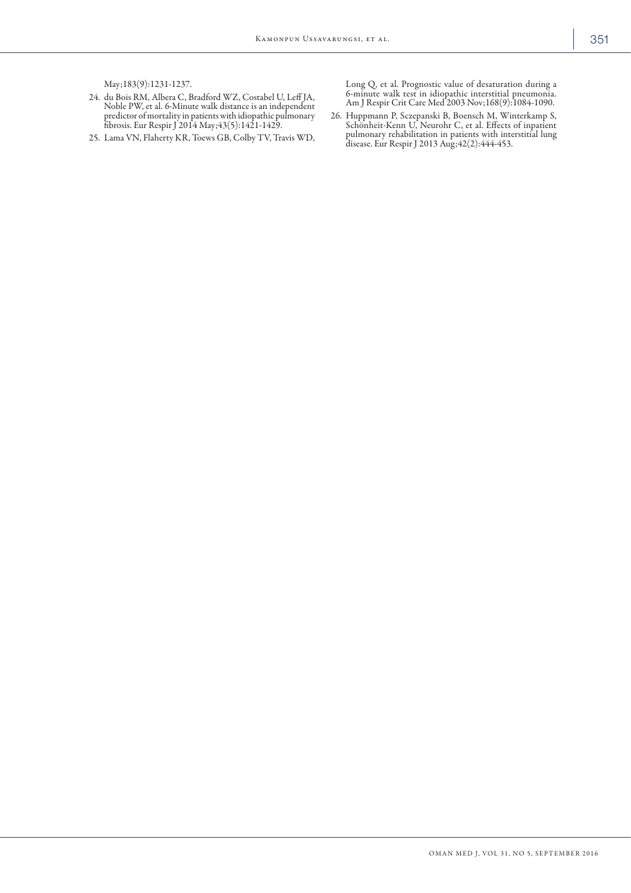May;183(9):1231-1237.

24. du Bois RM, Albera C, Bradford WZ, Costabel U, Leff JA, Noble PW, et al. 6-Minute walk distance is an independent predictor of mortality in patients with idiopathic pulmonary fibrosis. Eur Respir J 2014 May;43(5):1421-1429.
25. Lama VN, Flaherty KR, Toews GB, Colby TV, Travis WD, Long Q, et al. Prognostic value of desaturation during a 6-minute walk test in idiopathic interstitial pneumonia. Am J Respir Crit Care Med 2003 Nov;168(9):1084-1090.
26. Huppmann P, Sczepanski B, Boensch M, Winterkamp S, Schönheit-Kenn U, Neurohr C, et al. Effects of inpatient pulmonary rehabilitation in patients with interstitial lung disease. Eur Respir J 2013 Aug;42(2):444-453.